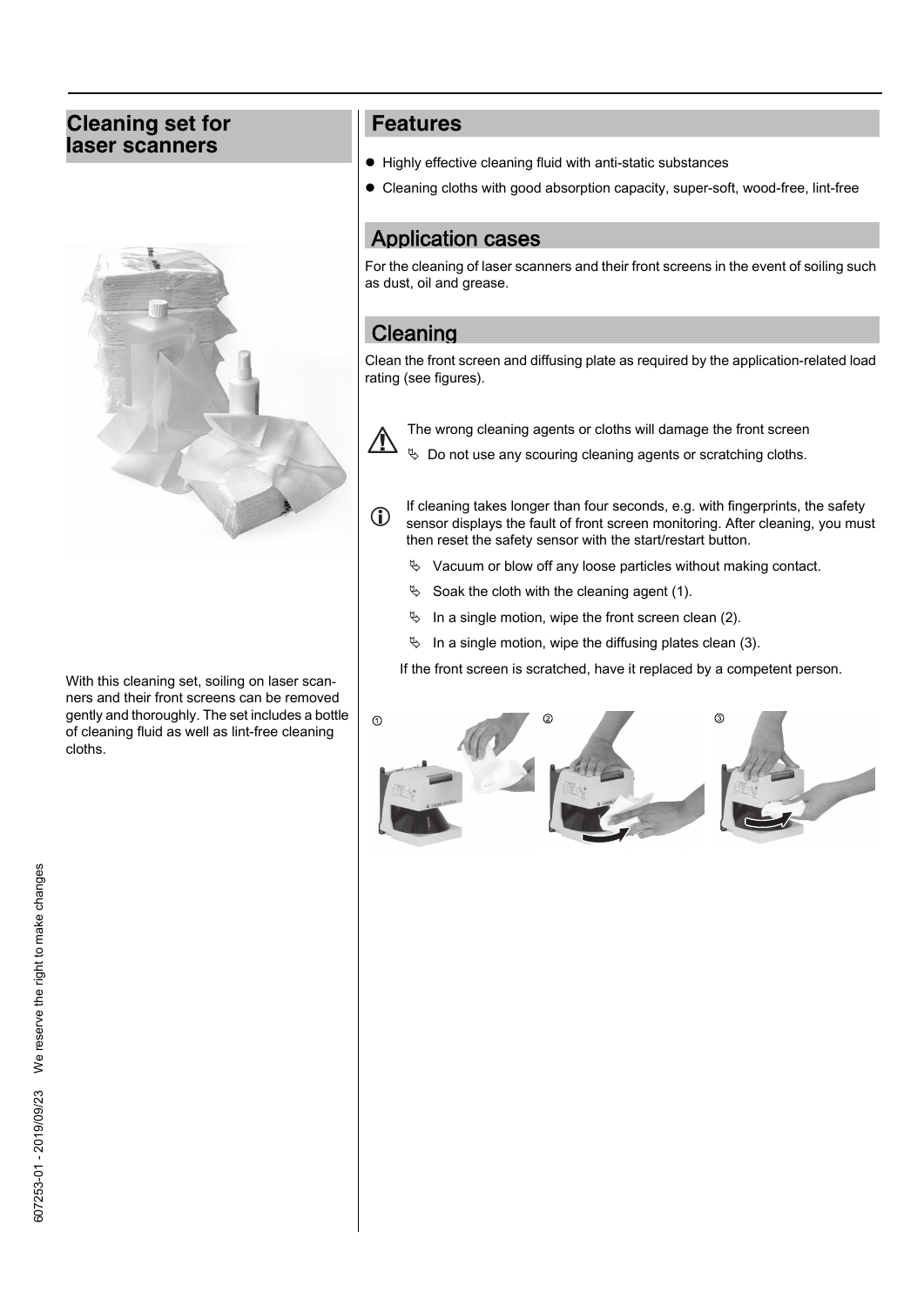## Cleaning set for laser scanners

With this cleaning set, soiling on laser scanners and their front screens can be removed gently and thoroughly. The set includes a bottle of cleaning fluid as well as lint-free cleaning cloths.

## Features

- Highly effective cleaning fluid with anti-static substances
- Cleaning cloths with good absorption capacity, super-soft, wood-free, lint-free

## Application cases

For the cleaning of laser scanners and their front screens in the event of soiling such as dust, oil and grease.

## Cleaning

Clean the front screen and diffusing plate as required by the application-related load rating (see figures).

⚠ The wrong cleaning agents or cloths will damage the front screen

↳ Do not use any scouring cleaning agents or scratching cloths.

ⓘ If cleaning takes longer than four seconds, e.g. with fingerprints, the safety sensor displays the fault of front screen monitoring. After cleaning, you must then reset the safety sensor with the start/restart button.

↳ Vacuum or blow off any loose particles without making contact.

↳ Soak the cloth with the cleaning agent (1).

↳ In a single motion, wipe the front screen clean (2).

↳ In a single motion, wipe the diffusing plates clean (3).

If the front screen is scratched, have it replaced by a competent person.

①

②

③

607253-01 - 2019/09/23 We reserve the right to make changes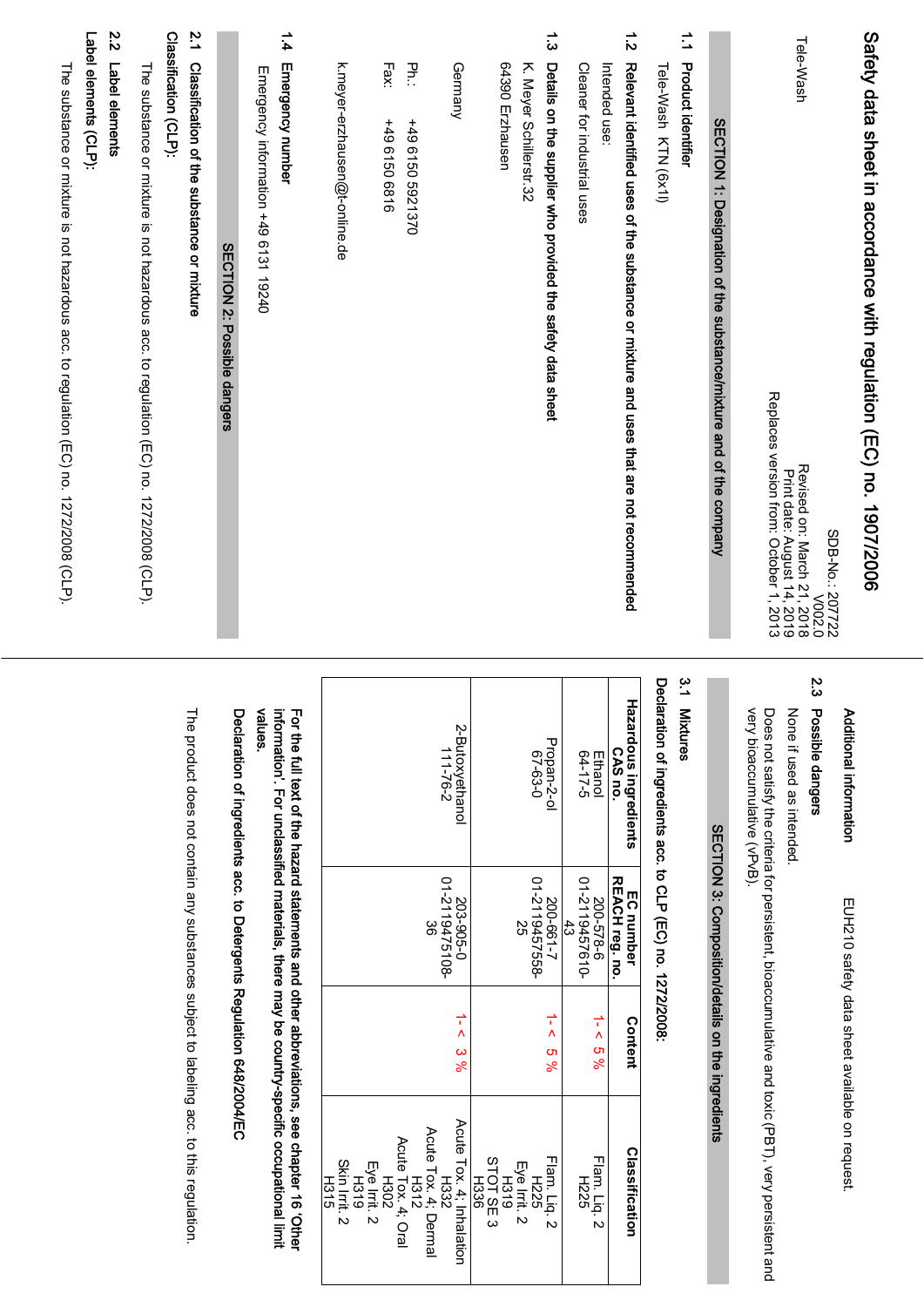# Safety data sheet in accordance with regulation (EC) no. 1907/2006

Tele-Wash

SDB-No.: 207722
V002.0
Revised on: March 21, 2018
Print date: August 14, 2019
Replaces version from: October 1, 2013

## SECTION 1: Designation of the substance/mixture and of the company

### 1.1 Product identifier

Tele-Wash KTN (6x1l)

### 1.2 Relevant identified uses of the substance or mixture and uses that are not recommended

Intended use:
Cleaner for industrial uses

### 1.3 Details on the supplier who provided the safety data sheet

K. Meyer Schillerstr.32
64390 Erzhausen

Germany

Ph.: +49 6150 5921370
Fax: +49 6150 6816

k.meyer-erzhausen@t-online.de

### 1.4 Emergency number

Emergency information +49 6131 19240

## SECTION 2: Possible dangers

### 2.1 Classification of the substance or mixture

**Classification (CLP):**

The substance or mixture is not hazardous acc. to regulation (EC) no. 1272/2008 (CLP).

### 2.2 Label elements

**Label elements (CLP):**

The substance or mixture is not hazardous acc. to regulation (EC) no. 1272/2008 (CLP).

**Additional information** EUH210 safety data sheet available on request.

### 2.3 Possible dangers

None if used as intended.
Does not satisfy the criteria for persistent, bioaccumulative and toxic (PBT), very persistent and very bioaccumulative (vPvB).

## SECTION 3: Composition/details on the ingredients

### 3.1 Mixtures

**Declaration of ingredients acc. to CLP (EC) no. 1272/2008:**

| Hazardous ingredients CAS no. | EC number REACH reg. no. | Content | Classification |
|---|---|---|---|
| Ethanol 64-17-5 | 200-578-6 01-2119457610-43 | 1- < 5 % | Flam. Liq. 2 H225 |
| Propan-2-ol 67-63-0 | 200-661-7 01-2119457558-25 | 1- < 5 % | Flam. Liq. 2 H225 Eye Irrit. 2 H319 STOT SE 3 H336 |
| 2-Butoxyethanol 111-76-2 | 203-905-0 01-2119475108-36 | 1- < 3 % | Acute Tox. 4; Inhalation H332 Acute Tox. 4; Dermal H312 Acute Tox. 4; Oral H302 Eye Irrit. 2 H319 Skin Irrit. 2 H315 |

**For the full text of the hazard statements and other abbreviations, see chapter 16 'Other information'. For unclassified materials, there may be country-specific occupational limit values.**

**Declaration of ingredients acc. to Detergents Regulation 648/2004/EC**

The product does not contain any substances subject to labeling acc. to this regulation.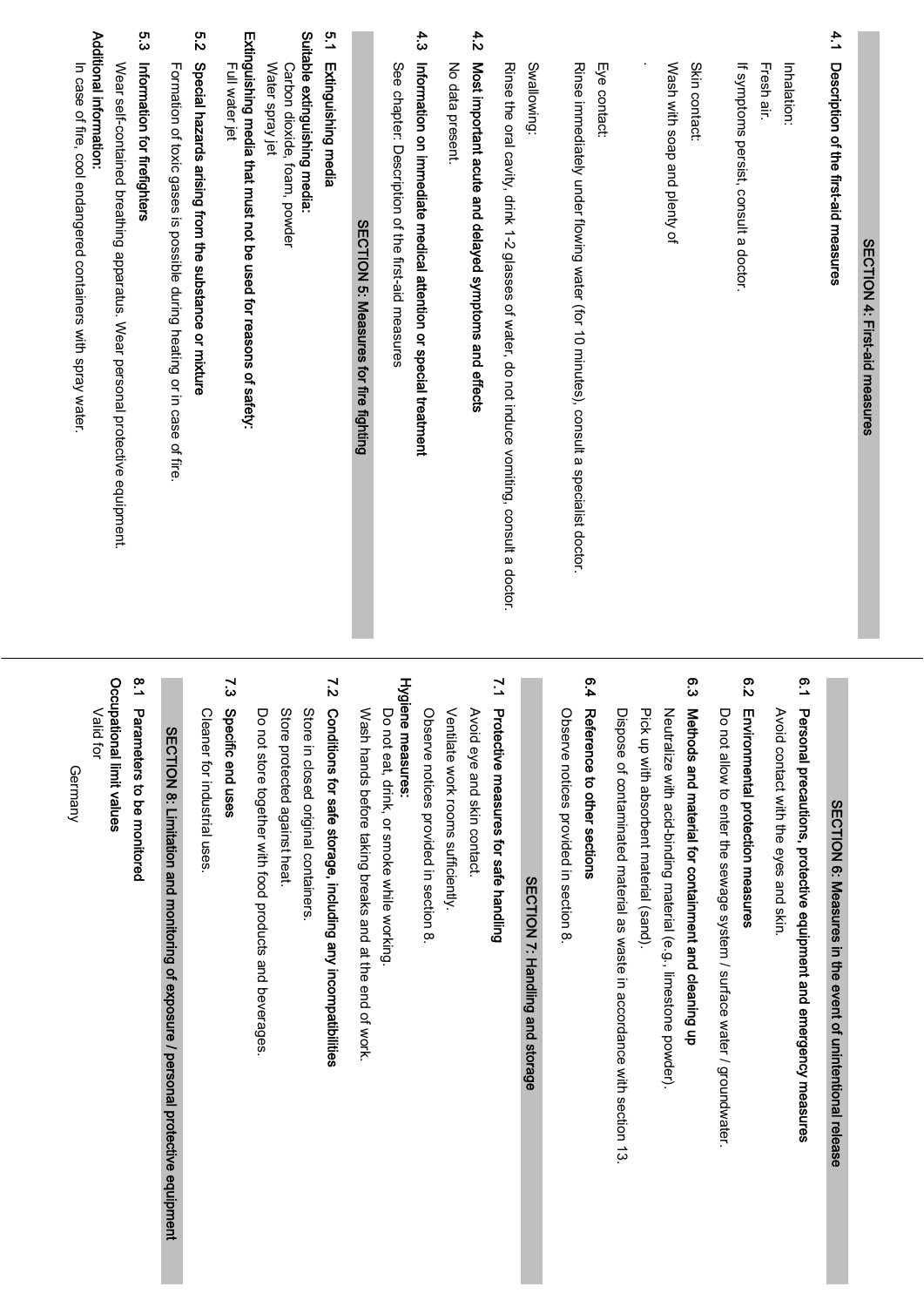## SECTION 4: First-aid measures

### 4.1 Description of the first-aid measures

Inhalation:

Fresh air.

If symptoms persist, consult a doctor.

Skin contact:

Wash with soap and plenty of

.

Eye contact:

Rinse immediately under flowing water (for 10 minutes), consult a specialist doctor.

Swallowing:

Rinse the oral cavity, drink 1-2 glasses of water, do not induce vomiting, consult a doctor.

### 4.2 Most important acute and delayed symptoms and effects

No data present.

### 4.3 Information on immediate medical attention or special treatment

See chapter: Description of the first-aid measures

## SECTION 5: Measures for fire fighting

### 5.1 Extinguishing media

**Suitable extinguishing media:**

Carbon dioxide, foam, powder
Water spray jet

**Extinguishing media that must not be used for reasons of safety:**

Full water jet

### 5.2 Special hazards arising from the substance or mixture

Formation of toxic gases is possible during heating or in case of fire.

### 5.3 Information for firefighters

Wear self-contained breathing apparatus. Wear personal protective equipment.

**Additional information:**

In case of fire, cool endangered containers with spray water.

## SECTION 6: Measures in the event of unintentional release

### 6.1 Personal precautions, protective equipment and emergency measures

Avoid contact with the eyes and skin.

### 6.2 Environmental protection measures

Do not allow to enter the sewage system / surface water / groundwater.

### 6.3 Methods and material for containment and cleaning up

Neutralize with acid-binding material (e.g., limestone powder).

Pick up with absorbent material (sand).

Dispose of contaminated material as waste in accordance with section 13.

### 6.4 Reference to other sections

Observe notices provided in section 8.

## SECTION 7: Handling and storage

### 7.1 Protective measures for safe handling

Avoid eye and skin contact.

Ventilate work rooms sufficiently.

Observe notices provided in section 8.

**Hygiene measures:**

Do not eat, drink, or smoke while working.

Wash hands before taking breaks and at the end of work.

### 7.2 Conditions for safe storage, including any incompatibilities

Store in closed original containers.

Store protected against heat.

Do not store together with food products and beverages.

### 7.3 Specific end uses

Cleaner for industrial uses.

## SECTION 8: Limitation and monitoring of exposure / personal protective equipment

### 8.1 Parameters to be monitored

**Occupational limit values**

Valid for

Germany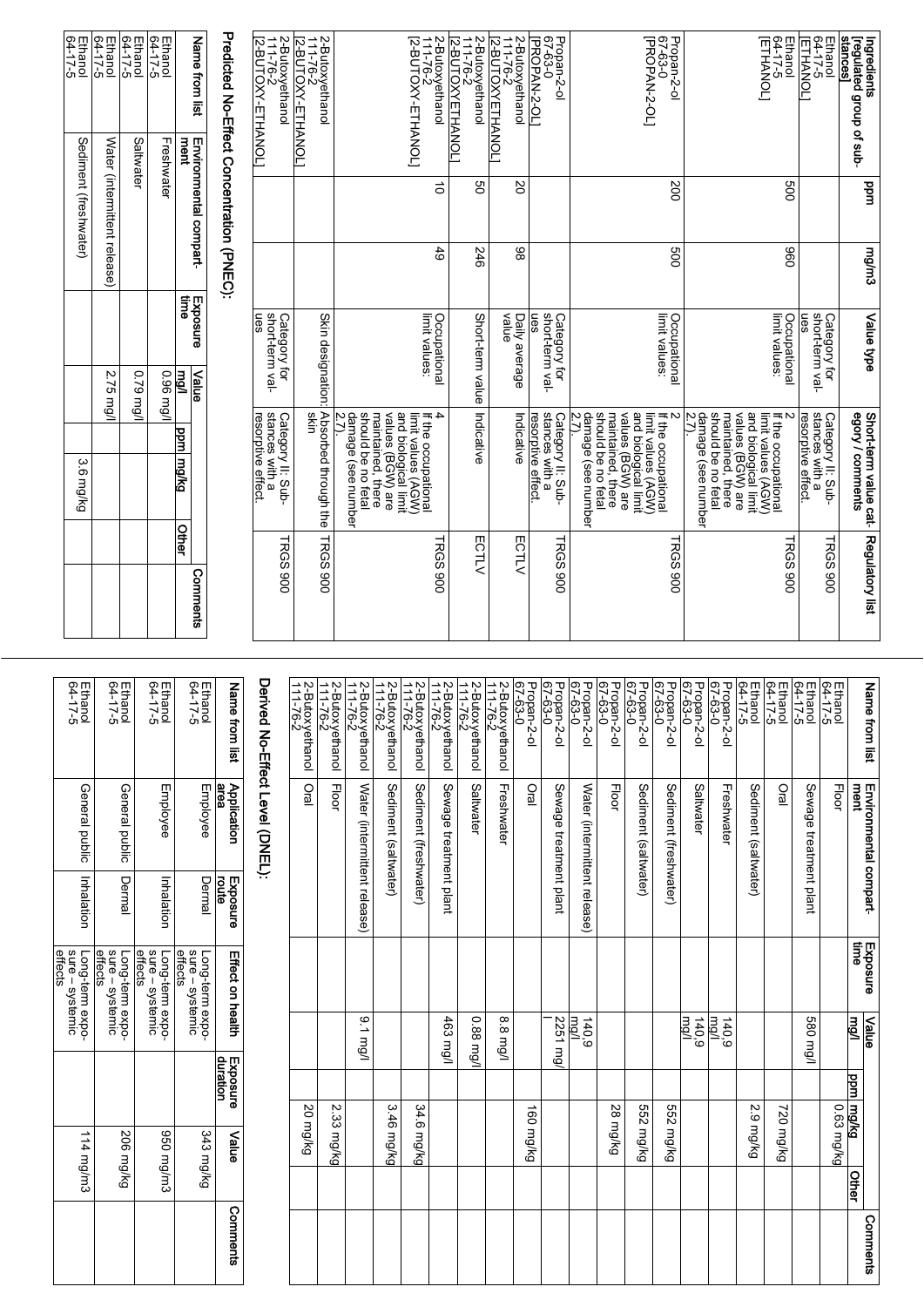| Ingredients [regulated group of substances] | ppm | mg/m3 | Value type | Short-term value category / comments | Regulatory list |
|---|---|---|---|---|---|
| Ethanol 64-17-5 [ETHANOL] | | | Category for short-term values | Category II: Substances with a resorptive effect. | TRGS 900 |
| Ethanol 64-17-5 [ETHANOL] | 500 | 960 | Occupational limit values: | 2 If the occupational limit values (AGW) and biological limit values (BGW) are maintained, there should be no fetal damage (see number 2.7). | TRGS 900 |
| Propan-2-ol 67-63-0 [PROPAN-2-OL] | 200 | 500 | Occupational limit values: | 2 If the occupational limit values (AGW) and biological limit values (BGW) are maintained, there should be no fetal damage (see number 2.7). | TRGS 900 |
| Propan-2-ol 67-63-0 [PROPAN-2-OL] | | | Category for short-term values | Category II: Substances with a resorptive effect. | TRGS 900 |
| 2-Butoxyethanol 111-76-2 [2-BUTOXYETHANOL] | 20 | 98 | Daily average value | Indicative | ECTLV |
| 2-Butoxyethanol 111-76-2 [2-BUTOXYETHANOL] | 50 | 246 | Short-term value | Indicative | ECTLV |
| 2-Butoxyethanol 111-76-2 [2-BUTOXY-ETHANOL] | 10 | 49 | Occupational limit values: | 4 If the occupational limit values (AGW) and biological limit values (BGW) are maintained, there should be no fetal damage (see number 2.7). | TRGS 900 |
| 2-Butoxyethanol 111-76-2 [2-BUTOXY-ETHANOL] | | | Skin designation: | Absorbed through the skin | TRGS 900 |
| 2-Butoxyethanol 111-76-2 [2-BUTOXY-ETHANOL] | | | Category for short-term values | Category II: Substances with a resorptive effect. | TRGS 900 |

**Predicted No-Effect Concentration (PNEC):**

| Name from list | Environmental compartment | Exposure time | Value mg/l | ppm | mg/kg | Other | Comments |
|---|---|---|---|---|---|---|---|
| Ethanol 64-17-5 | Freshwater | | 0.96 mg/l | | | | |
| Ethanol 64-17-5 | Saltwater | | 0.79 mg/l | | | | |
| Ethanol 64-17-5 | Water (intermittent release) | | 2.75 mg/l | | | | |
| Ethanol 64-17-5 | Sediment (freshwater) | | | | 3.6 mg/kg | | |
| Ethanol 64-17-5 | Floor | | | | 0.63 mg/kg | | |
| Ethanol 64-17-5 | Sewage treatment plant | | 580 mg/l | | | | |
| Ethanol 64-17-5 | Oral | | | | 720 mg/kg | | |
| Ethanol 64-17-5 | Sediment (saltwater) | | | | 2.9 mg/kg | | |
| Propan-2-ol 67-63-0 | Freshwater | | 140.9 mg/l | | | | |
| Propan-2-ol 67-63-0 | Sediment (saltwater) | | | | 552 mg/kg | | |
| Propan-2-ol 67-63-0 | Saltwater | | 140.9 mg/l | | | | |
| Propan-2-ol 67-63-0 | Sediment (freshwater) | | | | 552 mg/kg | | |
| Propan-2-ol 67-63-0 | Floor | | | | 28 mg/kg | | |
| Propan-2-ol 67-63-0 | Water (intermittent release) | | 140.9 mg/l | | | | |
| Propan-2-ol 67-63-0 | Sewage treatment plant | | 2251 mg/l | | | | |
| Propan-2-ol 67-63-0 | Oral | | | | 160 mg/kg | | |
| 2-Butoxyethanol 111-76-2 | Freshwater | | 8.8 mg/l | | | | |
| 2-Butoxyethanol 111-76-2 | Saltwater | | 0.88 mg/l | | | | |
| 2-Butoxyethanol 111-76-2 | Sewage treatment plant | | 463 mg/l | | | | |
| 2-Butoxyethanol 111-76-2 | Sediment (freshwater) | | | | 34.6 mg/kg | | |
| 2-Butoxyethanol 111-76-2 | Sediment (saltwater) | | | | 3.46 mg/kg | | |
| 2-Butoxyethanol 111-76-2 | Water (intermittent release) | | 9.1 mg/l | | | | |
| 2-Butoxyethanol 111-76-2 | Floor | | | | 2.33 mg/kg | | |
| 2-Butoxyethanol 111-76-2 | Oral | | | | 20 mg/kg | | |

**Derived No-Effect Level (DNEL):**

| Name from list | Application area | Exposure route | Effect on health | Exposure duration | Value | Comments |
|---|---|---|---|---|---|---|
| Ethanol 64-17-5 | Employee | Dermal | Long-term exposure – systemic effects | | 343 mg/kg | |
| Ethanol 64-17-5 | Employee | Inhalation | Long-term exposure – systemic effects | | 950 mg/m3 | |
| Ethanol 64-17-5 | General public | Dermal | Long-term exposure – systemic effects | | 206 mg/kg | |
| Ethanol 64-17-5 | General public | Inhalation | Long-term exposure – systemic effects | | 114 mg/m3 | |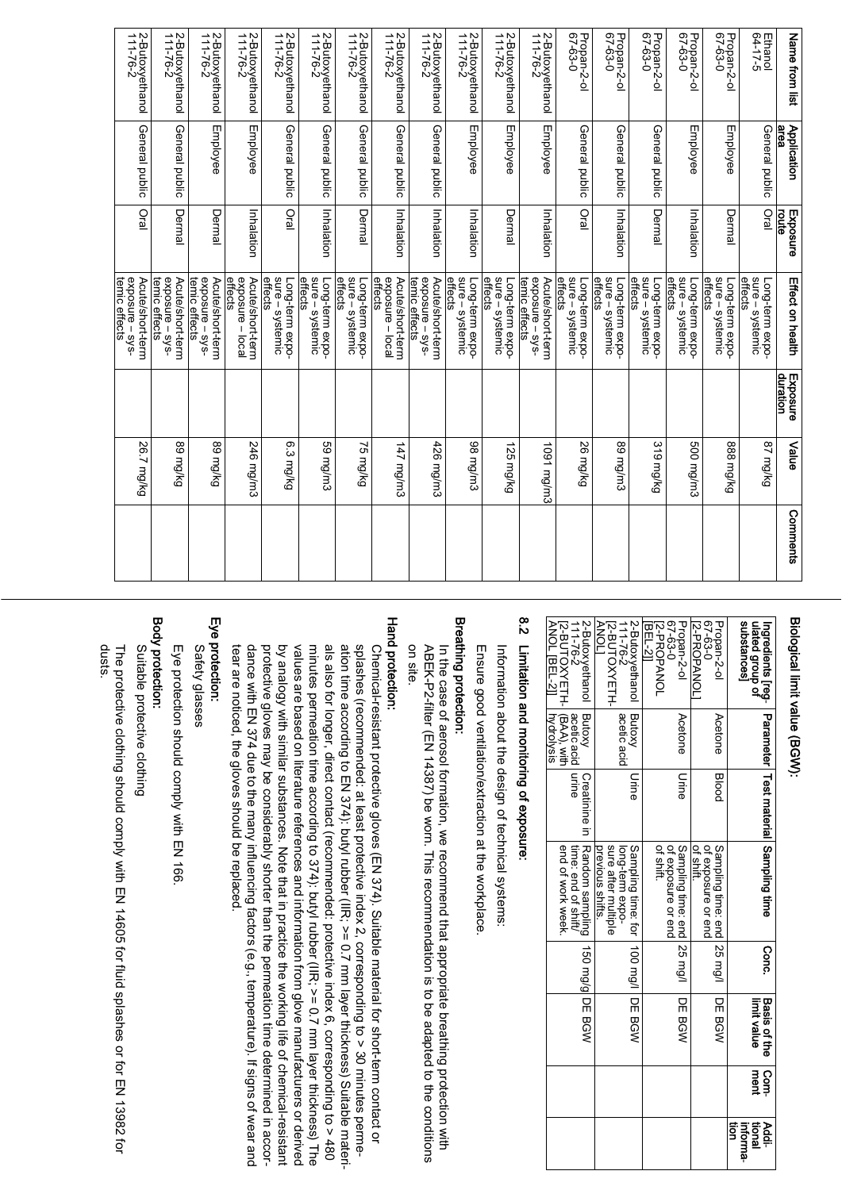| Name from list | Application area | Exposure route | Effect on health | Exposure duration | Value | Comments |
|---|---|---|---|---|---|---|
| Ethanol 64-17-5 | General public | Oral | Long-term exposure – systemic effects | | 87 mg/kg | |
| Propan-2-ol 67-63-0 | Employee | Dermal | Long-term exposure – systemic effects | | 888 mg/kg | |
| Propan-2-ol 67-63-0 | Employee | Inhalation | Long-term exposure – systemic effects | | 500 mg/m3 | |
| Propan-2-ol 67-63-0 | General public | Dermal | Long-term exposure – systemic effects | | 319 mg/kg | |
| Propan-2-ol 67-63-0 | General public | Inhalation | Long-term exposure – systemic effects | | 89 mg/m3 | |
| Propan-2-ol 67-63-0 | General public | Oral | Long-term exposure – systemic effects | | 26 mg/kg | |
| 2-Butoxyethanol 111-76-2 | Employee | Inhalation | Acute/short-term exposure – systemic effects | | 1091 mg/m3 | |
| 2-Butoxyethanol 111-76-2 | Employee | Dermal | Long-term exposure – systemic effects | | 125 mg/kg | |
| 2-Butoxyethanol 111-76-2 | Employee | Inhalation | Long-term exposure – systemic effects | | 98 mg/m3 | |
| 2-Butoxyethanol 111-76-2 | General public | Inhalation | Acute/short-term exposure – systemic effects | | 426 mg/m3 | |
| 2-Butoxyethanol 111-76-2 | General public | Inhalation | Acute/short-term exposure – local effects | | 147 mg/m3 | |
| 2-Butoxyethanol 111-76-2 | General public | Dermal | Long-term exposure – systemic effects | | 75 mg/kg | |
| 2-Butoxyethanol 111-76-2 | General public | Inhalation | Long-term exposure – systemic effects | | 59 mg/m3 | |
| 2-Butoxyethanol 111-76-2 | General public | Oral | Long-term exposure – systemic effects | | 6.3 mg/kg | |
| 2-Butoxyethanol 111-76-2 | Employee | Inhalation | Acute/short-term exposure – local effects | | 246 mg/m3 | |
| 2-Butoxyethanol 111-76-2 | Employee | Dermal | Acute/short-term exposure – systemic effects | | 89 mg/kg | |
| 2-Butoxyethanol 111-76-2 | General public | Dermal | Acute/short-term exposure – systemic effects | | 89 mg/kg | |
| 2-Butoxyethanol 111-76-2 | General public | Oral | Acute/short-term exposure – systemic effects | | 26.7 mg/kg | |

**Biological limit value (BGW):**

| Ingredients [regulated group of substances] | Parameter | Test material | Sampling time | Conc. | Basis of the limit value | Comment | Additional information |
|---|---|---|---|---|---|---|---|
| Propan-2-ol 67-63-0 [2-PROPANOL] | Acetone | Blood | Sampling time: end of exposure or end of shift. | 25 mg/l | DE BGW | | |
| Propan-2-ol 67-63-0 [2-PROPANOL [BEL-2]] | Acetone | Urine | Sampling time: end of exposure or end of shift. | 25 mg/l | DE BGW | | |
| 2-Butoxyethanol 111-76-2 [2-BUTOXYETHANOL] | Butoxy acetic acid | Urine | Sampling time: for long-term exposure after multiple previous shifts. | 100 mg/l | DE BGW | | |
| 2-Butoxyethanol 111-76-2 [2-BUTOXYETHANOL [BEL-2]] | Butoxy acetic acid (BAA) with hydrolysis | Creatinine in urine | Random sampling time: end of shift/end of work week. | 150 mg/g | DE BGW | | |

## 8.2 Limitation and monitoring of exposure:

Information about the design of technical systems:

Ensure good ventilation/extraction at the workplace.

**Breathing protection:**

In the case of aerosol formation, we recommend that appropriate breathing protection with ABEK-P2-filter (EN 14387) be worn. This recommendation is to be adapted to the conditions on site.

**Hand protection:**

Chemical-resistant protective gloves (EN 374). Suitable material for short-term contact or splashes (recommended: at least protective index 2, corresponding to > 30 minutes permeation time according to EN 374): butyl rubber (IIR; >= 0.7 mm layer thickness) Suitable materials also for longer, direct contact (recommended: protective index 6, corresponding to > 480 minutes permeation time according to 374): butyl rubber (IIR; >= 0.7 mm layer thickness) The values are based on literature references and information from glove manufacturers or derived by analogy with similar substances. Note that in practice the working life of chemical-resistant protective gloves may be considerably shorter than the permeation time determined in accordance with EN 374 due to the many influencing factors (e.g., temperature). If signs of wear and tear are noticed, the gloves should be replaced.

**Eye protection:**

Safety glasses

Eye protection should comply with EN 166.

**Body protection:**

Suitable protective clothing

The protective clothing should comply with EN 14605 for fluid splashes or for EN 13982 for dusts.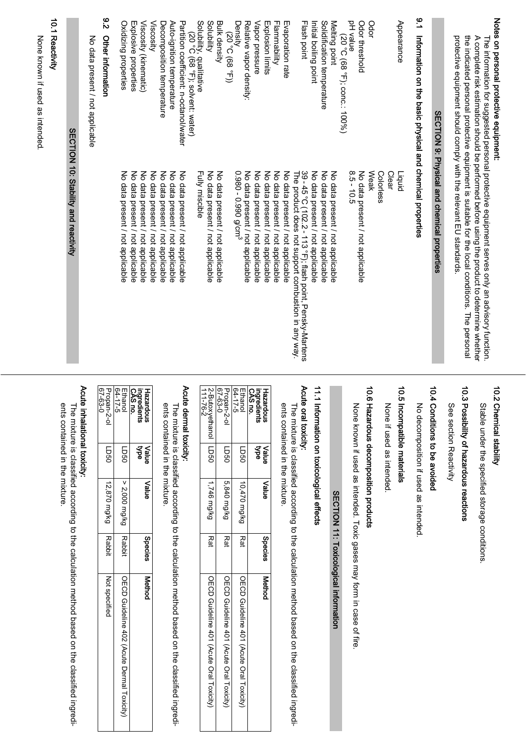**Notes on personal protective equipment:**

The information for suggested personal protective equipment serves only an advisory function. A complete risk estimation should be performed before using the product to determine whether the indicated personal protective equipment is suitable for the local conditions. The personal protective equipment should comply with the relevant EU standards.

## SECTION 9: Physical and chemical properties

### 9.1 Information on the basic physical and chemical properties

| | |
|---|---|
| Appearance | Liquid<br>Clear<br>Colorless |
| Odor | Weak |
| Odor threshold | No data present / not applicable |
| pH value<br>(20 °C (68 °F); conc.: 100%) | 8.5 - 10.5 |
| Melting point | No data present / not applicable |
| Solidification temperature | No data present / not applicable |
| Initial boiling point | No data present / not applicable |
| Flash point | 39 - 45 °C (102.2 - 113 °F); flash point, Pensky-Martens<br>The product does not support combustion in any way. |
| Evaporation rate | No data present / not applicable |
| Flammability | No data present / not applicable |
| Explosion limits | No data present / not applicable |
| Vapor pressure | No data present / not applicable |
| Relative vapor density: | No data present / not applicable |
| Density<br>(20 °C (68 °F)) | 0.980 - 0.990 g/cm$^3$ |
| Bulk density | No data present / not applicable |
| Solubility | No data present / not applicable |
| Solubility, qualitative<br>(20 °C (68 °F); solvent: water) | Fully miscible |
| Partition coefficient: n-octanol/water | No data present / not applicable |
| Auto-ignition temperature | No data present / not applicable |
| Decomposition temperature | No data present / not applicable |
| Viscosity | No data present / not applicable |
| Viscosity (kinematic) | No data present / not applicable |
| Explosive properties | No data present / not applicable |
| Oxidizing properties | No data present / not applicable |

### 9.2 Other information

No data present / not applicable

## SECTION 10: Stability and reactivity

### 10.1 Reactivity

None known if used as intended.

### 10.2 Chemical stability

Stable under the specifed storage conditions.

### 10.3 Possibility of hazardous reactions

See section Reactivity

### 10.4 Conditions to be avoided

No decomposition if used as intended.

### 10.5 Incompatible materials

None if used as intended.

### 10.6 Hazardous decomposition products

None known if used as intended. Toxic gases may form in case of fire.

## SECTION 11: Toxicological information

### 11.1 Information on toxicological effects

**Acute oral toxicity:**

The mixture is classified according to the calculation method based on the classified ingredients contained in the mixture.

| Hazardous ingredients CAS no. | Value type | Value | Species | Method |
|---|---|---|---|---|
| Ethanol<br>64-17-5 | LD50 | 10,470 mg/kg | Rat | OECD Guideline 401 (Acute Oral Toxicity) |
| Propan-2-ol<br>67-63-0 | LD50 | 5,840 mg/kg | Rat | OECD Guideline 401 (Acute Oral Toxicity) |
| 2-Butoxyethanol<br>111-76-2 | LD50 | 1,746 mg/kg | Rat | OECD Guideline 401 (Acute Oral Toxicity) |

**Acute dermal toxicity:**

The mixture is classified according to the calculation method based on the classified ingredients contained in the mixture.

| Hazardous ingredients CAS no. | Value type | Value | Species | Method |
|---|---|---|---|---|
| Ethanol<br>64-17-5 | LD50 | > 2,000 mg/kg | Rabbit | OECD Guideline 402 (Acute Dermal Toxicity) |
| Propan-2-ol<br>67-63-0 | LD50 | 12,870 mg/kg | Rabbit | Not specified |

**Acute inhalational toxicity:**

The mixture is classified according to the calculation method based on the classified ingredients contained in the mixture.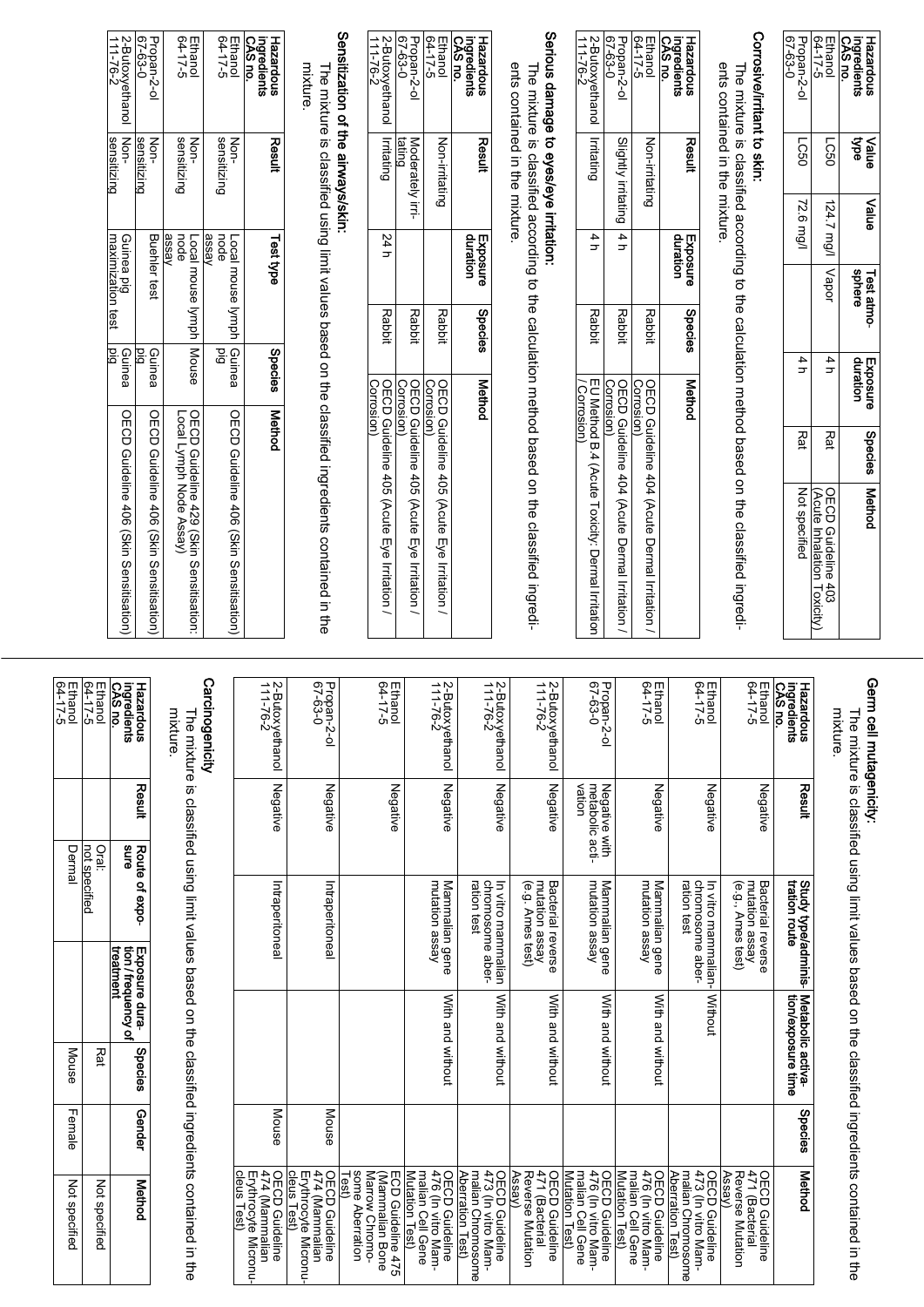| Hazardous ingredients CAS no. | Value type | Value | Test atmosphere | Exposure duration | Species | Method |
|---|---|---|---|---|---|---|
| Ethanol 64-17-5 | LC50 | 124.7 mg/l | Vapor | 4 h | Rat | OECD Guideline 403 (Acute Inhalation Toxicity) |
| Propan-2-ol 67-63-0 | LC50 | 72.6 mg/l | | 4 h | Rat | Not specified |

**Corrosive/irritant to skin:**

The mixture is classified according to the calculation method based on the classified ingredients contained in the mixture.

| Hazardous ingredients CAS no. | Result | Exposure duration | Species | Method |
|---|---|---|---|---|
| Ethanol 64-17-5 | Non-irritating | | Rabbit | OECD Guideline 404 (Acute Dermal Irritation / Corrosion) |
| Propan-2-ol 67-63-0 | Slightly irritating | 4 h | Rabbit | OECD Guideline 404 (Acute Dermal Irritation / Corrosion) |
| 2-Butoxyethanol 111-76-2 | Irritating | 4 h | Rabbit | EU Method B.4 (Acute Toxicity: Dermal Irritation / Corrosion) |

**Serious damage to eyes/eye irritation:**

The mixture is classified according to the calculation method based on the classified ingredients contained in the mixture.

| Hazardous ingredients CAS no. | Result | Exposure duration | Species | Method |
|---|---|---|---|---|
| Ethanol 64-17-5 | Non-irritating | | Rabbit | OECD Guideline 405 (Acute Eye Irritation / Corrosion) |
| Propan-2-ol 67-63-0 | Moderately irritating | | Rabbit | OECD Guideline 405 (Acute Eye Irritation / Corrosion) |
| 2-Butoxyethanol 111-76-2 | Irritating | 24 h | Rabbit | OECD Guideline 405 (Acute Eye Irritation / Corrosion) |

**Sensitization of the airways/skin:**

The mixture is classified using limit values based on the classified ingredients contained in the mixture.

| Hazardous ingredients CAS no. | Result | Test type | Species | Method |
|---|---|---|---|---|
| Ethanol 64-17-5 | Non-sensitizing | Local mouse lymph node assay | Guinea pig | OECD Guideline 406 (Skin Sensitisation) |
| Ethanol 64-17-5 | Non-sensitizing | Local mouse lymph node assay | Mouse | OECD Guideline 429 (Skin Sensitisation: Local Lymph Node Assay) |
| Propan-2-ol 67-63-0 | Non-sensitizing | Buehler test | Guinea pig | OECD Guideline 406 (Skin Sensitisation) |
| 2-Butoxyethanol 111-76-2 | Non-sensitizing | Guinea pig maximization test | Guinea pig | OECD Guideline 406 (Skin Sensitisation) |

**Germ cell mutagenicity:**

The mixture is classified using limit values based on the classified ingredients contained in the mixture.

| Hazardous ingredients CAS no. | Result | Study type/administration route | Metabolic activation/exposure time | Species | Method |
|---|---|---|---|---|---|
| Ethanol 64-17-5 | Negative | Bacterial reverse mutation assay (e.g., Ames test) | | | OECD Guideline 471 (Bacterial Reverse Mutation Assay) |
| Ethanol 64-17-5 | Negative | In vitro mammalian chromosome aberration test | Without | | OECD Guideline 473 (In vitro Mammalian Chromosome Aberration Test) |
| Ethanol 64-17-5 | Negative | Mammalian gene mutation assay | With and without | | OECD Guideline 476 (In vitro Mammalian Cell Gene Mutation Test) |
| Propan-2-ol 67-63-0 | Negative with metabolic activation | Mammalian gene mutation assay | With and without | | OECD Guideline 476 (In vitro Mammalian Cell Gene Mutation Test) |
| 2-Butoxyethanol 111-76-2 | Negative | Bacterial reverse mutation assay (e.g. Ames test) | With and without | | OECD Guideline 471 (Bacterial Reverse Mutation Assay) |
| 2-Butoxyethanol 111-76-2 | Negative | In vitro mammalian chromosome aberration test | With and without | | OECD Guideline 473 (In vitro Mammalian Chromosome Aberration Test) |
| 2-Butoxyethanol 111-76-2 | Negative | Mammalian gene mutation assay | With and without | | OECD Guideline 476 (In vitro Mammalian Cell Gene Mutation Test) |
| Ethanol 64-17-5 | Negative | | | | ECD Guideline 475 (Mammalian Bone Marrow Chromosome Aberration Test) |
| Propan-2-ol 67-63-0 | Negative | Intraperitoneal | | Mouse | OECD Guideline 474 (Mammalian Erythrocyte Micronucleus Test) |
| 2-Butoxyethanol 111-76-2 | Negative | Intraperitoneal | | Mouse | OECD Guideline 474 (Mammalian Erythrocyte Micronucleus Test) |

**Carcinogenicity**

The mixture is classified using limit values based on the classified ingredients contained in the mixture.

| Hazardous ingredients CAS no. | Result | Route of exposure | Exposure duration / frequency of treatment | Species | Gender | Method |
|---|---|---|---|---|---|---|
| Ethanol 64-17-5 | | Oral: not specified | | Rat | | Not specified |
| Ethanol 64-17-5 | | Dermal | | Mouse | Female | Not specified |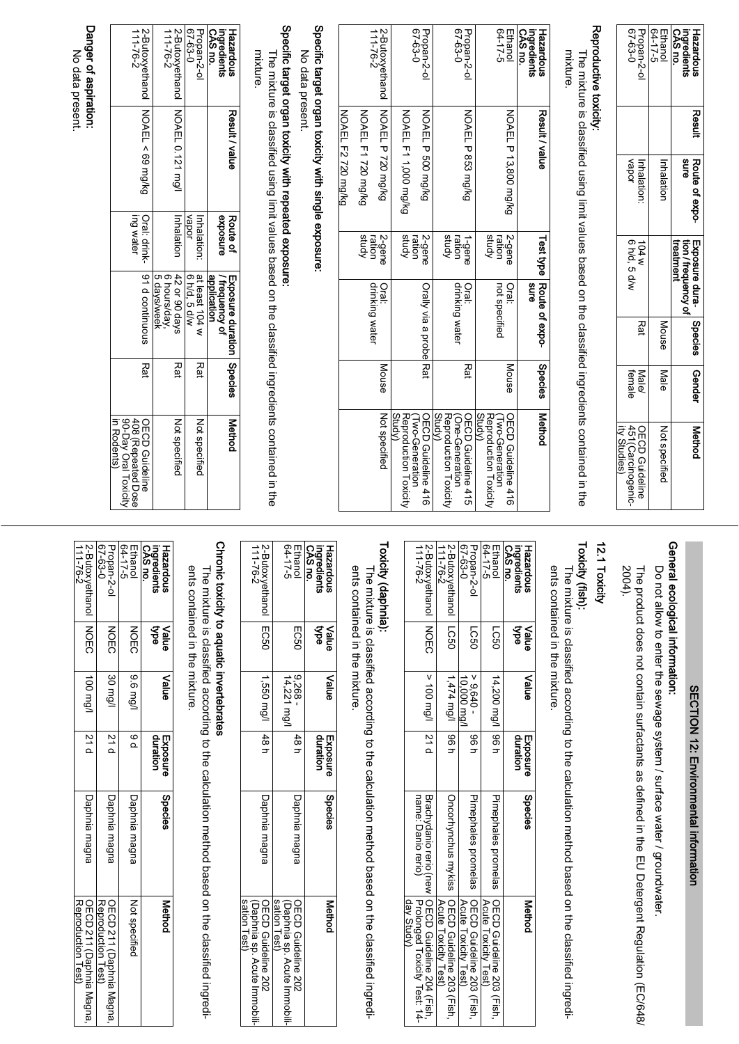| Hazardous ingredients CAS no. | Result | Route of exposure | Exposure duration / frequency of treatment | Species | Gender | Method |
|---|---|---|---|---|---|---|
| Ethanol 64-17-5 | | Inhalation | | Mouse | Male | Not specified |
| Propan-2-ol 67-63-0 | | Inhalation: vapor | 104 w 6 h/d, 5 d/w | Rat | Male/ female | OECD Guideline 451 (Carcinogenicity Studies) |

**Reproductive toxicity:**

The mixture is classified using limit values based on the classified ingredients contained in the mixture.

| Hazardous ingredients CAS no. | Result / value | Test type | Route of exposure | Species | Method |
|---|---|---|---|---|---|
| Ethanol 64-17-5 | NOAEL P 13,800 mg/kg | 2-generation study | Oral: not specified | Mouse | OECD Guideline 416 (Two-Generation Reproduction Toxicity Study) |
| Propan-2-ol 67-63-0 | NOAEL P 853 mg/kg | 1-generation study | Oral: drinking water | Rat | OECD Guideline 415 (One-Generation Reproduction Toxicity Study) |
| Propan-2-ol 67-63-0 | NOAEL P 500 mg/kg<br>NOAEL F1 1,000 mg/kg | 2-generation study | Orally via a probe | Rat | OECD Guideline 416 (Two-Generation Reproduction Toxicity Study) |
| 2-Butoxyethanol 111-76-2 | NOAEL P 720 mg/kg<br>NOAEL F1 720 mg/kg<br>NOAEL F2 720 mg/kg | 2-generation study | Oral: drinking water | Mouse | Not specified |

**Specific target organ toxicity with single exposure:**

No data present.

**Specific target organ toxicity with repeated exposure:**

The mixture is classified using limit values based on the classified ingredients contained in the mixture.

| Hazardous ingredients CAS no. | Result / value | Route of exposure | Exposure duration / frequency of application | Species | Method |
|---|---|---|---|---|---|
| Propan-2-ol 67-63-0 | | Inhalation: vapor | at least 104 w 6 h/d, 5 d/w | Rat | Not specified |
| 2-Butoxyethanol 111-76-2 | NOAEL 0.121 mg/l | Inhalation | 42 or 90 days 6 hours/day, 5 days/week | Rat | Not specified |
| 2-Butoxyethanol 111-76-2 | NOAEL < 69 mg/kg | Oral: drinking water | 91 d continuous | Rat | OECD Guideline 408 (Repeated Dose 90-Day Oral Toxicity in Rodents) |

**Danger of aspiration:**

No data present.

## SECTION 12: Environmental information

**General ecological information:**

Do not allow to enter the sewage system / surface water / groundwater.

The product does not contain surfactants as defined in the EU Detergent Regulation (EC/648/2004).

### 12.1 Toxicity

**Toxicity (fish):**

The mixture is classified according to the calculation method based on the classified ingredients contained in the mixture.

| Hazardous ingredients CAS no. | Value type | Value | Exposure duration | Species | Method |
|---|---|---|---|---|---|
| Ethanol 64-17-5 | LC50 | 14,200 mg/l | 96 h | Pimephales promelas | OECD Guideline 203 (Fish, Acute Toxicity Test) |
| Propan-2-ol 67-63-0 | LC50 | > 9,640 - 10,000 mg/l | 96 h | Pimephales promelas | OECD Guideline 203 (Fish, Acute Toxicity Test) |
| 2-Butoxyethanol 111-76-2 | LC50 | 1,474 mg/l | 96 h | Oncorhynchus mykiss | OECD Guideline 203 (Fish, Acute Toxicity Test) |
| 2-Butoxyethanol 111-76-2 | NOEC | > 100 mg/l | 21 d | Brachydanio rerio (new name: Danio rerio) | OECD Guideline 204 (Fish, Prolonged Toxicity Test: 14-day Study) |

**Toxicity (daphnia):**

The mixture is classified according to the calculation method based on the classified ingredients contained in the mixture.

| Hazardous ingredients CAS no. | Value type | Value | Exposure duration | Species | Method |
|---|---|---|---|---|---|
| Ethanol 64-17-5 | EC50 | 9,268 - 14,221 mg/l | 48 h | Daphnia magna | OECD Guideline 202 (Daphnia sp. Acute Immobilisation Test) |
| 2-Butoxyethanol 111-76-2 | EC50 | 1,550 mg/l | 48 h | Daphnia magna | OECD Guideline 202 (Daphnia sp. Acute Immobilisation Test) |

**Chronic toxicity to aquatic invertebrates**

The mixture is classified according to the calculation method based on the classified ingredients contained in the mixture.

| Hazardous ingredients CAS no. | Value type | Value | Exposure duration | Species | Method |
|---|---|---|---|---|---|
| Ethanol 64-17-5 | NOEC | 9.6 mg/l | 9 d | Daphnia magna | Not specified |
| Propan-2-ol 67-63-0 | NOEC | 30 mg/l | 21 d | Daphnia magna | OECD 211 (Daphnia Magna, Reproduction Test) |
| 2-Butoxyethanol 111-76-2 | NOEC | 100 mg/l | 21 d | Daphnia magna | OECD 211 (Daphnia Magna, Reproduction Test) |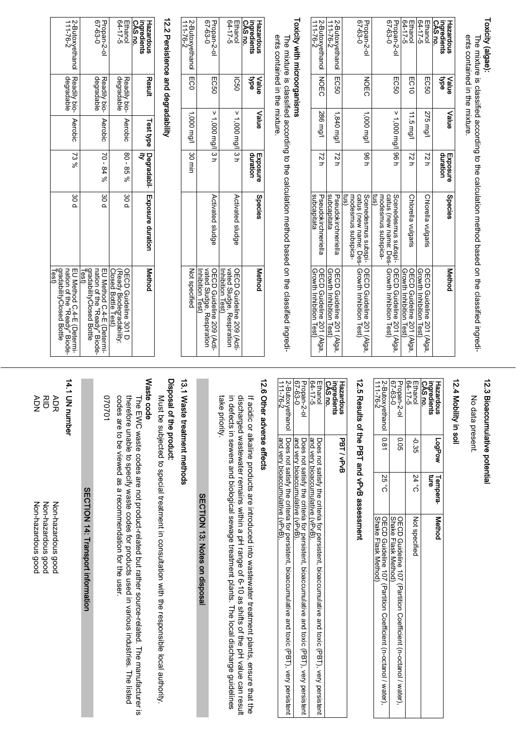**Toxicity (algae):**

The mixture is classified according to the calculation method based on the classified ingredients contained in the mixture.

| Hazardous ingredients CAS no. | Value type | Value | Exposure duration | Species | Method |
|---|---|---|---|---|---|
| Ethanol 64-17-5 | EC50 | 275 mg/l | 72 h | Chlorella vulgaris | OECD Guideline 201 (Alga, Growth Inhibition Test) |
| Ethanol 64-17-5 | EC10 | 11.5 mg/l | 72 h | Chlorella vulgaris | OECD Guideline 201 (Alga, Growth Inhibition Test) |
| Propan-2-ol 67-63-0 | EC50 | > 1,000 mg/l | 96 h | Scenedesmus subspicatus (new name: Desmodesmus subspicatus) | OECD Guideline 201 (Alga, Growth Inhibition Test) |
| Propan-2-ol 67-63-0 | NOEC | 1,000 mg/l | 96 h | Scenedesmus subspicatus (new name: Desmodesmus subspicatus) | OECD Guideline 201 (Alga, Growth Inhibition Test) |
| 2-Butoxyethanol 111-76-2 | EC50 | 1,840 mg/l | 72 h | Pseudokirchneriella subcapitata | OECD Guideline 201 (Alga, Growth Inhibition Test) |
| 2-Butoxyethanol 111-76-2 | NOEC | 286 mg/l | 72 h | Pseudokirchneriella subcapitata | OECD Guideline 201 (Alga, Growth Inhibition Test) |

**Toxicity with microorganisms**

The mixture is classified according to the calculation method based on the classified ingredients contained in the mixture.

| Hazardous ingredients CAS no. | Value type | Value | Exposure duration | Species | Method |
|---|---|---|---|---|---|
| Ethanol 64-17-5 | IC50 | > 1,000 mg/l | 3 h | Activated sludge | OECD Guideline 209 (Activated Sludge, Respiration Inhibition Test) |
| Propan-2-ol 67-63-0 | EC50 | > 1,000 mg/l | 3 h | Activated sludge | OECD Guideline 209 (Activated Sludge, Respiration Inhibition Test) |
| 2-Butoxyethanol 111-76-2 | EC0 | 1,000 mg/l | 30 min | | Not specified |

### 12.2 Persistence and degradability

| Hazardous ingredients CAS no. | Result | Test type | Degradability | Exposure duration | Method |
|---|---|---|---|---|---|
| Ethanol 64-17-5 | Readily biodegradable | Aerobic | 80 - 85 % | 30 d | OECD Guideline 301 D (Ready Biodegradability: Closed Bottle Test) |
| Propan-2-ol 67-63-0 | Readily biodegradable | Aerobic | 70 - 84 % | 30 d | EU Method C.4-E (Determination of the "Ready" Biodegradability Closed Bottle Test) |
| 2-Butoxyethanol 111-76-2 | Readily biodegradable | Aerobic | 73 % | 30 d | EU Method C.4-E (Determination of the "Ready" Biodegradability Closed Bottle Test) |

### 12.3 Bioaccumulative potential

No data present.

### 12.4 Mobility in soil

| Hazardous ingredients CAS no. | LogPow | Temperature | Method |
|---|---|---|---|
| Ethanol 64-17-5 | -0.35 | 24 °C | Not specified |
| Propan-2-ol 67-63-0 | 0.05 | | OECD Guideline 107 (Partition Coefficient (n-octanol / water), Shake Flask Method) |
| 2-Butoxyethanol 111-76-2 | 0.81 | 25 °C | OECD Guideline 107 (Partition Coefficient (n-octanol / water), Shake Flask Method) |

### 12.5 Results of the PBT and vPvB assessment

| Hazardous ingredients CAS no. | PBT / vPvB |
|---|---|
| Ethanol 64-17-5 | Does not satisfy the criteria for persistent, bioaccumulative and toxic (PBT), very persistent and very bioaccumulative (vPvB). |
| Propan-2-ol 67-63-0 | Does not satisfy the criteria for persistent, bioaccumulative and toxic (PBT), very persistent and very bioaccumulative (vPvB). |
| 2-Butoxyethanol 111-76-2 | Does not satisfy the criteria for persistent, bioaccumulative and toxic (PBT), very persistent and very bioaccumulative (vPvB). |

### 12.6 Other adverse effects

If acidic or alkaline products are introduced into wastewater treatment plants, ensure that the discharged wastewater remains within a pH range of 6-10 as shifts of the pH value can result in defects in sewers and biological sewage treatment plants. The local discharge guidelines take priority.

## SECTION 13: Notes on disposal

### 13.1 Waste treatment methods

**Disposal of the product:**

Must be subjected to special treatment in consultation with the responsible local authority.

**Waste code**

The EWC waste codes are not product-related but rather source-related. The manufacturer is therefore unable to specify waste codes for products used in various industries. The listed codes are to be viewed as a recommendation for the user.

070701

## SECTION 14: Transport information

### 14.1 UN number

| | |
|---|---|
| ADR | Non-hazardous good |
| RID | Non-hazardous good |
| ADN | Non-hazardous good |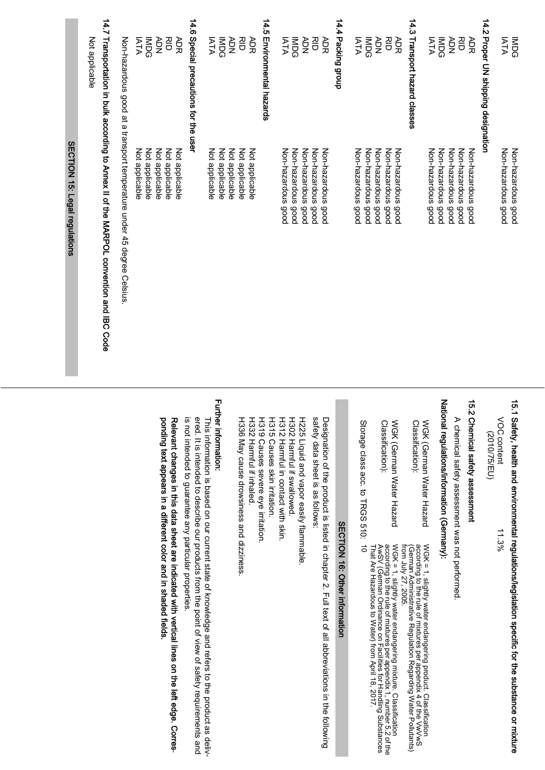| | |
|---|---|
| IMDG | Non-hazardous good |
| IATA | Non-hazardous good |

### 14.2 Proper UN shipping designation

| | |
|---|---|
| ADR | Non-hazardous good |
| RID | Non-hazardous good |
| ADN | Non-hazardous good |
| IMDG | Non-hazardous good |
| IATA | Non-hazardous good |

### 14.3 Transport hazard classes

| | |
|---|---|
| ADR | Non-hazardous good |
| RID | Non-hazardous good |
| ADN | Non-hazardous good |
| IMDG | Non-hazardous good |
| IATA | Non-hazardous good |

### 14.4 Packing group

| | |
|---|---|
| ADR | Non-hazardous good |
| RID | Non-hazardous good |
| ADN | Non-hazardous good |
| IMDG | Non-hazardous good |
| IATA | Non-hazardous good |

### 14.5 Environmental hazards

| | |
|---|---|
| ADR | Not applicable |
| RID | Not applicable |
| ADN | Not applicable |
| IMDG | Not applicable |
| IATA | Not applicable |

### 14.6 Special precautions for the user

| | |
|---|---|
| ADR | Not applicable |
| RID | Not applicable |
| ADN | Not applicable |
| IMDG | Not applicable |
| IATA | Not applicable |

Non-hazardous good at a transport temperature under 45 degree Celsius.

### 14.7 Transportation in bulk according to Annex II of the MARPOL convention and IBC Code

Not applicable

## SECTION 15: Legal regulations

### 15.1 Safety, health and environmental regulations/legislation specific for the substance or mixture

| | |
|---|---|
| VOC content (2010/75/EU) | 11.3% |

### 15.2 Chemical safety assessment

A chemical safety assessment was not performed.

**National regulations/information (Germany):**

| | |
|---|---|
| WGK (German Water Hazard Classification): | WGK = 1, slightly water endangering product. Classification according to the rule of mixtures per appendix 4 of the VwVwS (German Administrative Regulation Regarding Water Pollutants) from July 27, 2005. |
| WGK (German Water Hazard Classification): | WGK = 1, slightly water endangering mixture. Classification according to the rule of mixtures per appendix 1, number 5.2 of the AwSV (German Ordinance on Facilities for Handling Substances That Are Hazardous to Water) from April 18, 2017. |
| Storage class acc. to TRGS 510: | 10 |

## SECTION 16: Other information

Designation of the product is listed in chapter 2. Full text of all abbreviations in the following safety data sheet is as follows:

H225 Liquid and vapor easily flammable.
H302 Harmful if swallowed.
H312 Harmful in contact with skin.
H315 Causes skin irritation.
H319 Causes severe eye irritation.
H332 Harmful if inhaled.
H336 May cause drowsiness and dizziness.

**Further information:**

This information is based on our current state of knowledge and refers to the product as delivered. It is intended to describe our products from the point of view of safety requirements and is not intended to guarantee any particular properties.

**Relevant changes in this data sheet are indicated with vertical lines on the left edge. Corresponding text appears in a different color and in shaded fields.**